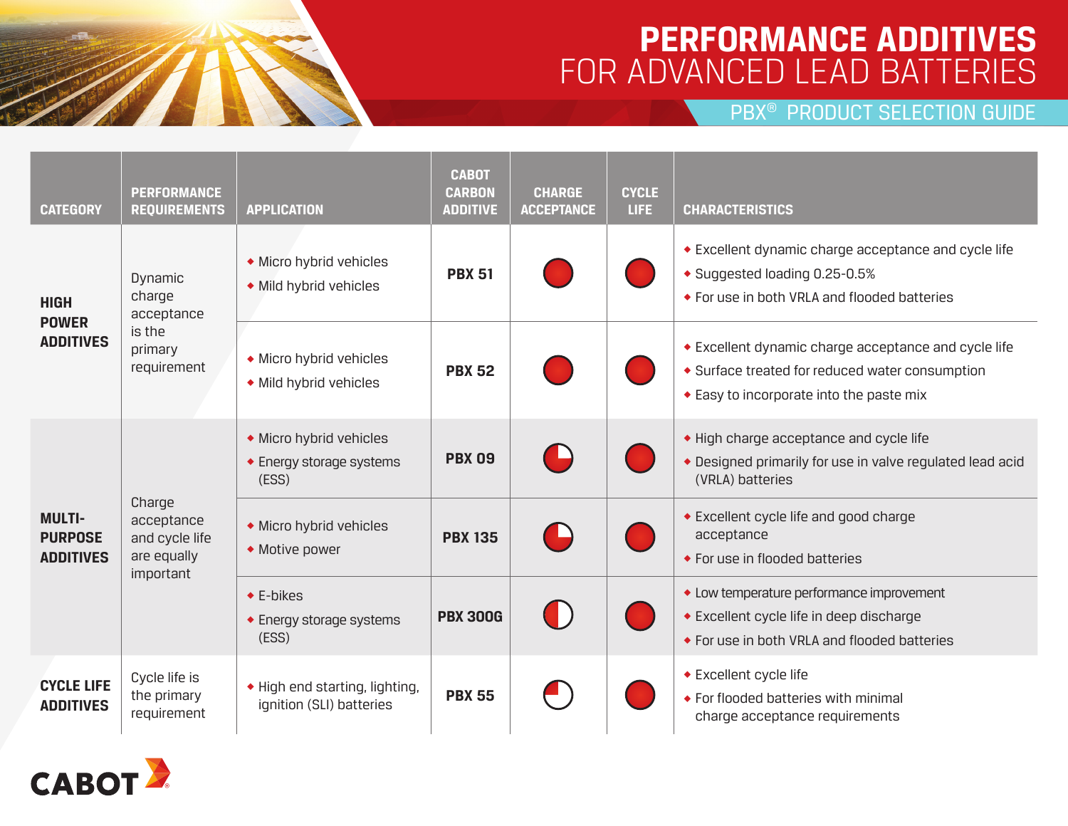# PERFORMANCE ADDITIVES FOR ADVANCED LEAD BATTERIES

## PBX® PRODUCT SELECTION GUIDE

| CATEGORY | PERFORMANCE REQUIREMENTS | APPLICATION | CABOT CARBON ADDITIVE | CHARGE ACCEPTANCE | CYCLE LIFE | CHARACTERISTICS |
|---|---|---|---|---|---|---|
| **HIGH POWER ADDITIVES** | Dynamic charge acceptance is the primary requirement | • Micro hybrid vehicles<br>• Mild hybrid vehicles | **PBX 51** | ● (full) | ● (full) | • Excellent dynamic charge acceptance and cycle life<br>• Suggested loading 0.25-0.5%<br>• For use in both VRLA and flooded batteries |
| | | • Micro hybrid vehicles<br>• Mild hybrid vehicles | **PBX 52** | ● (full) | ● (full) | • Excellent dynamic charge acceptance and cycle life<br>• Surface treated for reduced water consumption<br>• Easy to incorporate into the paste mix |
| **MULTI-PURPOSE ADDITIVES** | Charge acceptance and cycle life are equally important | • Micro hybrid vehicles<br>• Energy storage systems (ESS) | **PBX 09** | ◕ (3/4) | ● (full) | • High charge acceptance and cycle life<br>• Designed primarily for use in valve regulated lead acid (VRLA) batteries |
| | | • Micro hybrid vehicles<br>• Motive power | **PBX 135** | ◕ (3/4) | ● (full) | • Excellent cycle life and good charge acceptance<br>• For use in flooded batteries |
| | | • E-bikes<br>• Energy storage systems (ESS) | **PBX 300G** | ◑ (1/2) | ● (full) | • Low temperature performance improvement<br>• Excellent cycle life in deep discharge<br>• For use in both VRLA and flooded batteries |
| **CYCLE LIFE ADDITIVES** | Cycle life is the primary requirement | • High end starting, lighting, ignition (SLI) batteries | **PBX 55** | ◔ (1/4) | ● (full) | • Excellent cycle life<br>• For flooded batteries with minimal charge acceptance requirements |

CABOT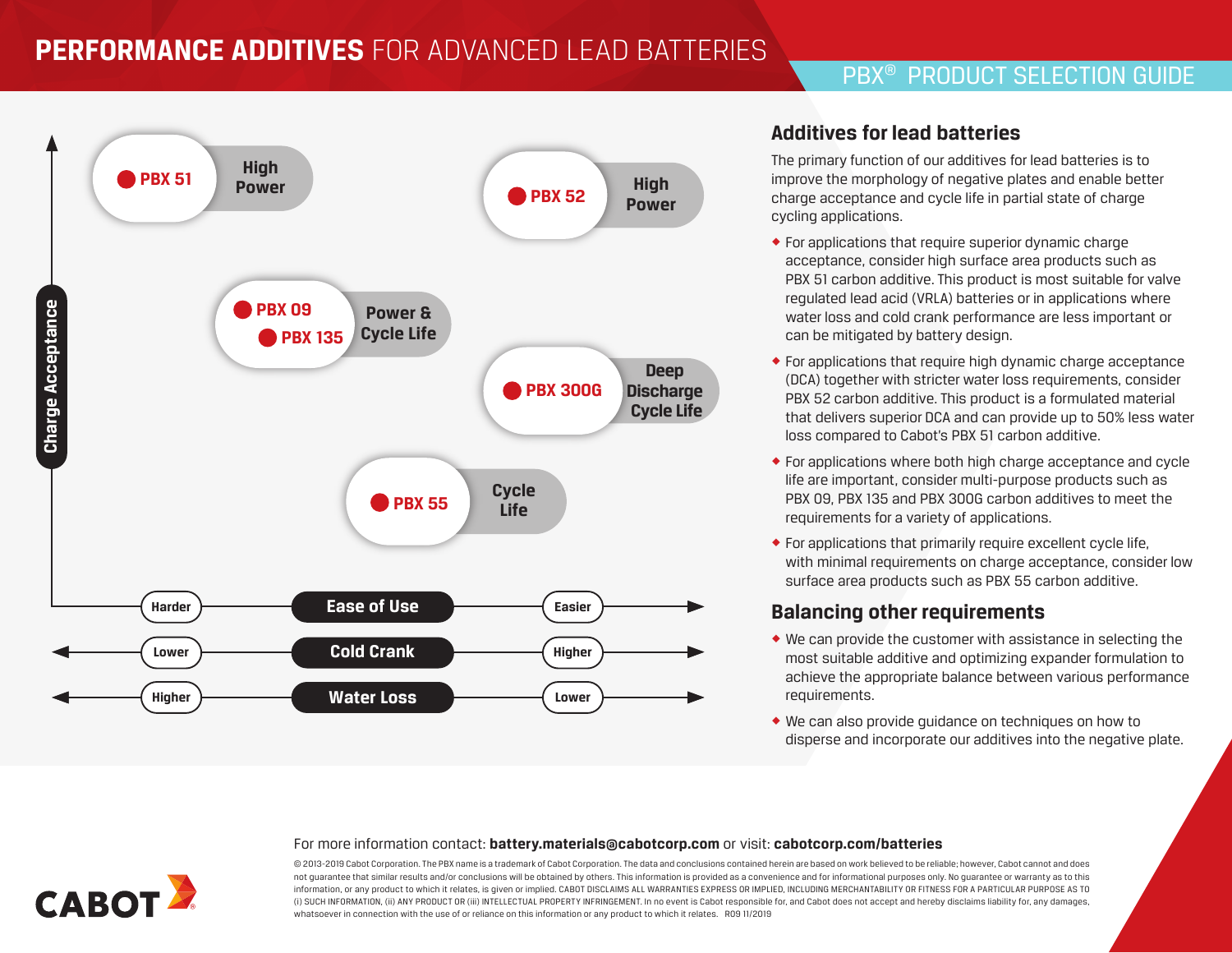# PERFORMANCE ADDITIVES FOR ADVANCED LEAD BATTERIES

PBX® PRODUCT SELECTION GUIDE

Charge Acceptance

PBX 51 High Power

PBX 52 High Power

PBX 09 PBX 135 Power & Cycle Life

PBX 300G Deep Discharge Cycle Life

PBX 55 Cycle Life

Harder Ease of Use Easier

Lower Cold Crank Higher

Higher Water Loss Lower

## Additives for lead batteries

The primary function of our additives for lead batteries is to improve the morphology of negative plates and enable better charge acceptance and cycle life in partial state of charge cycling applications.

- For applications that require superior dynamic charge acceptance, consider high surface area products such as PBX 51 carbon additive. This product is most suitable for valve regulated lead acid (VRLA) batteries or in applications where water loss and cold crank performance are less important or can be mitigated by battery design.
- For applications that require high dynamic charge acceptance (DCA) together with stricter water loss requirements, consider PBX 52 carbon additive. This product is a formulated material that delivers superior DCA and can provide up to 50% less water loss compared to Cabot's PBX 51 carbon additive.
- For applications where both high charge acceptance and cycle life are important, consider multi-purpose products such as PBX 09, PBX 135 and PBX 300G carbon additives to meet the requirements for a variety of applications.
- For applications that primarily require excellent cycle life, with minimal requirements on charge acceptance, consider low surface area products such as PBX 55 carbon additive.

## Balancing other requirements

- We can provide the customer with assistance in selecting the most suitable additive and optimizing expander formulation to achieve the appropriate balance between various performance requirements.
- We can also provide guidance on techniques on how to disperse and incorporate our additives into the negative plate.

For more information contact: **battery.materials@cabotcorp.com** or visit: **cabotcorp.com/batteries**

© 2013-2019 Cabot Corporation. The PBX name is a trademark of Cabot Corporation. The data and conclusions contained herein are based on work believed to be reliable; however, Cabot cannot and does not guarantee that similar results and/or conclusions will be obtained by others. This information is provided as a convenience and for informational purposes only. No guarantee or warranty as to this information, or any product to which it relates, is given or implied. CABOT DISCLAIMS ALL WARRANTIES EXPRESS OR IMPLIED, INCLUDING MERCHANTABILITY OR FITNESS FOR A PARTICULAR PURPOSE AS TO (i) SUCH INFORMATION, (ii) ANY PRODUCT OR (iii) INTELLECTUAL PROPERTY INFRINGEMENT. In no event is Cabot responsible for, and Cabot does not accept and hereby disclaims liability for, any damages, whatsoever in connection with the use of or reliance on this information or any product to which it relates. R09 11/2019

CABOT